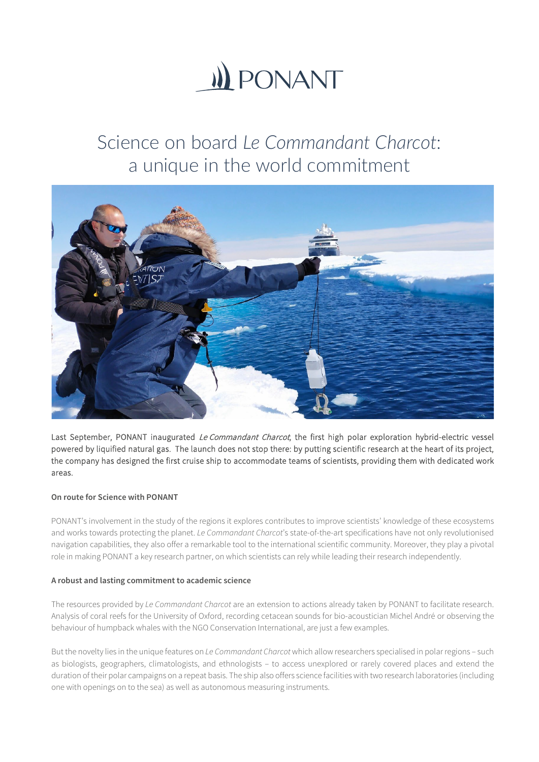PONANT

# Science on board *Le Commandant Charcot*: a unique in the world commitment

Last September, PONANT inaugurated *Le Commandant Charcot*, the first high polar exploration hybrid-electric vessel powered by liquified natural gas. The launch does not stop there: by putting scientific research at the heart of its project, the company has designed the first cruise ship to accommodate teams of scientists, providing them with dedicated work areas.

**On route for Science with PONANT**

PONANT's involvement in the study of the regions it explores contributes to improve scientists' knowledge of these ecosystems and works towards protecting the planet. *Le Commandant Charcot*'s state-of-the-art specifications have not only revolutionised navigation capabilities, they also offer a remarkable tool to the international scientific community. Moreover, they play a pivotal role in making PONANT a key research partner, on which scientists can rely while leading their research independently.

**A robust and lasting commitment to academic science**

The resources provided by *Le Commandant Charcot* are an extension to actions already taken by PONANT to facilitate research. Analysis of coral reefs for the University of Oxford, recording cetacean sounds for bio-acoustician Michel André or observing the behaviour of humpback whales with the NGO Conservation International, are just a few examples.

But the novelty lies in the unique features on *Le Commandant Charcot* which allow researchers specialised in polar regions – such as biologists, geographers, climatologists, and ethnologists – to access unexplored or rarely covered places and extend the duration of their polar campaigns on a repeat basis. The ship also offers science facilities with two research laboratories (including one with openings on to the sea) as well as autonomous measuring instruments.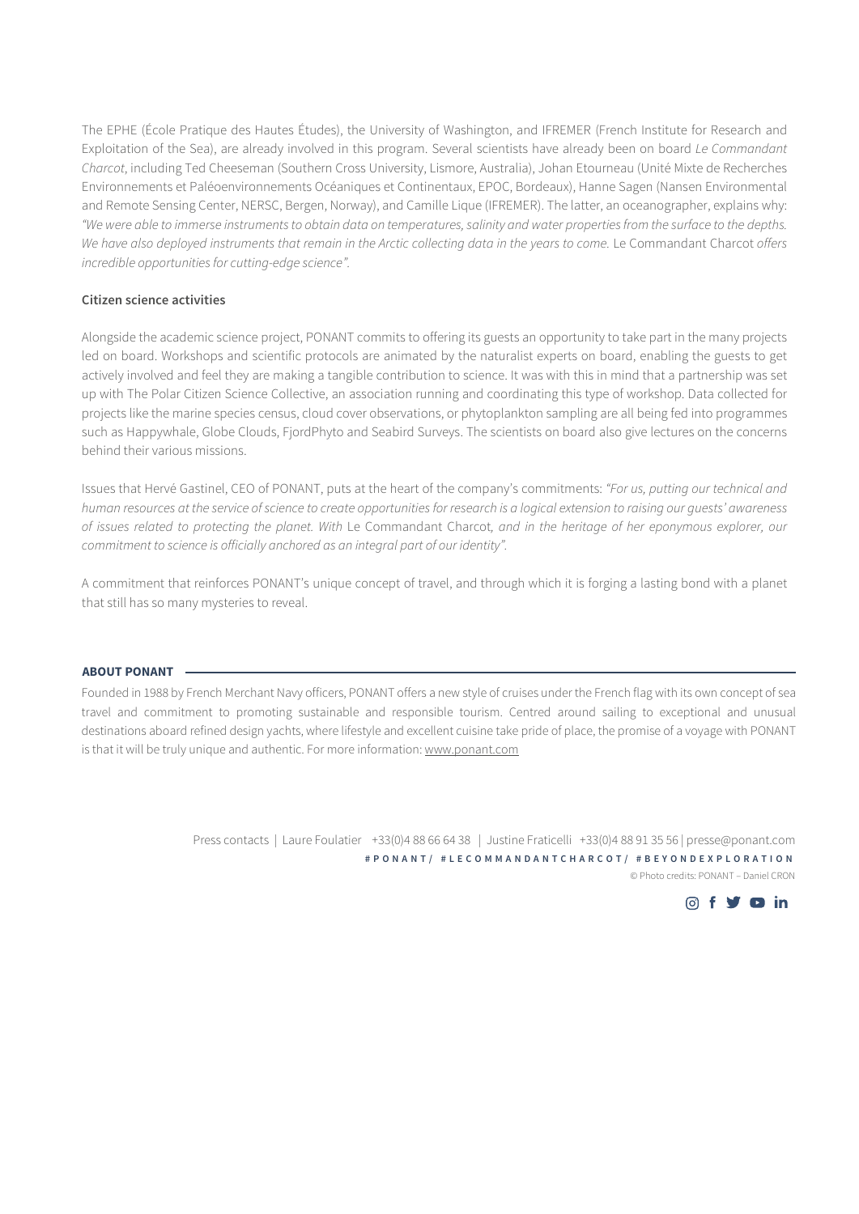The EPHE (École Pratique des Hautes Études), the University of Washington, and IFREMER (French Institute for Research and Exploitation of the Sea), are already involved in this program. Several scientists have already been on board *Le Commandant Charcot*, including Ted Cheeseman (Southern Cross University, Lismore, Australia), Johan Etourneau (Unité Mixte de Recherches Environnements et Paléoenvironnements Océaniques et Continentaux, EPOC, Bordeaux), Hanne Sagen (Nansen Environmental and Remote Sensing Center, NERSC, Bergen, Norway), and Camille Lique (IFREMER). The latter, an oceanographer, explains why: *"We were able to immerse instruments to obtain data on temperatures, salinity and water properties from the surface to the depths. We have also deployed instruments that remain in the Arctic collecting data in the years to come.* Le Commandant Charcot *offers incredible opportunities for cutting-edge science".*

**Citizen science activities**

Alongside the academic science project, PONANT commits to offering its guests an opportunity to take part in the many projects led on board. Workshops and scientific protocols are animated by the naturalist experts on board, enabling the guests to get actively involved and feel they are making a tangible contribution to science. It was with this in mind that a partnership was set up with The Polar Citizen Science Collective, an association running and coordinating this type of workshop. Data collected for projects like the marine species census, cloud cover observations, or phytoplankton sampling are all being fed into programmes such as Happywhale, Globe Clouds, FjordPhyto and Seabird Surveys. The scientists on board also give lectures on the concerns behind their various missions.

Issues that Hervé Gastinel, CEO of PONANT, puts at the heart of the company's commitments: *"For us, putting our technical and human resources at the service of science to create opportunities for research is a logical extension to raising our guests' awareness of issues related to protecting the planet. With* Le Commandant Charcot*, and in the heritage of her eponymous explorer, our commitment to science is officially anchored as an integral part of our identity".*

A commitment that reinforces PONANT's unique concept of travel, and through which it is forging a lasting bond with a planet that still has so many mysteries to reveal.

**ABOUT PONANT**

Founded in 1988 by French Merchant Navy officers, PONANT offers a new style of cruises under the French flag with its own concept of sea travel and commitment to promoting sustainable and responsible tourism. Centred around sailing to exceptional and unusual destinations aboard refined design yachts, where lifestyle and excellent cuisine take pride of place, the promise of a voyage with PONANT is that it will be truly unique and authentic. For more information: www.ponant.com

Press contacts | Laure Foulatier +33(0)4 88 66 64 38 | Justine Fraticelli +33(0)4 88 91 35 56 | presse@ponant.com

**#PONANT/ #LECOMMANDANTCHARCOT/ #BEYONDEXPLORATION**

© Photo credits: PONANT – Daniel CRON